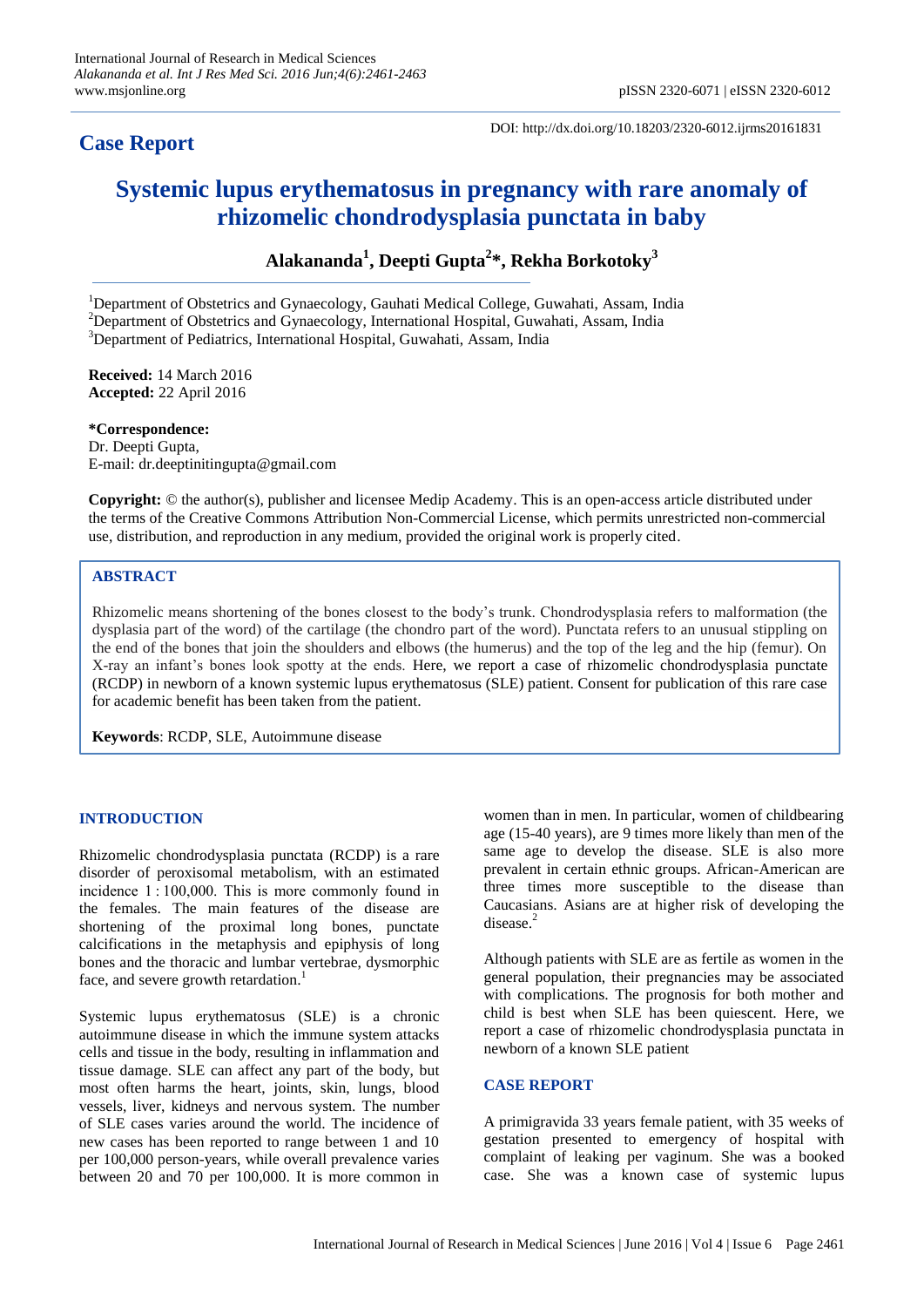## Case Report

DOI: http://dx.doi.org/10.18203/2320-6012.ijrms20161831

# Systemic lupus erythematosus in pregnancy with rare anomaly of rhizomelic chondrodysplasia punctata in baby

**Alakananda[1], Deepti Gupta[2]*, Rekha Borkotoky[3]**

[1]Department of Obstetrics and Gynaecology, Gauhati Medical College, Guwahati, Assam, India
[2]Department of Obstetrics and Gynaecology, International Hospital, Guwahati, Assam, India
[3]Department of Pediatrics, International Hospital, Guwahati, Assam, India

**Received:** 14 March 2016
**Accepted:** 22 April 2016

**\*Correspondence:**
Dr. Deepti Gupta,
E-mail: dr.deeptinitingupta@gmail.com

**Copyright:** © the author(s), publisher and licensee Medip Academy. This is an open-access article distributed under the terms of the Creative Commons Attribution Non-Commercial License, which permits unrestricted non-commercial use, distribution, and reproduction in any medium, provided the original work is properly cited.

## ABSTRACT

Rhizomelic means shortening of the bones closest to the body's trunk. Chondrodysplasia refers to malformation (the dysplasia part of the word) of the cartilage (the chondro part of the word). Punctata refers to an unusual stippling on the end of the bones that join the shoulders and elbows (the humerus) and the top of the leg and the hip (femur). On X-ray an infant's bones look spotty at the ends. Here, we report a case of rhizomelic chondrodysplasia punctate (RCDP) in newborn of a known systemic lupus erythematosus (SLE) patient. Consent for publication of this rare case for academic benefit has been taken from the patient.

**Keywords**: RCDP, SLE, Autoimmune disease

## INTRODUCTION

Rhizomelic chondrodysplasia punctata (RCDP) is a rare disorder of peroxisomal metabolism, with an estimated incidence 1 : 100,000. This is more commonly found in the females. The main features of the disease are shortening of the proximal long bones, punctate calcifications in the metaphysis and epiphysis of long bones and the thoracic and lumbar vertebrae, dysmorphic face, and severe growth retardation.[1]

Systemic lupus erythematosus (SLE) is a chronic autoimmune disease in which the immune system attacks cells and tissue in the body, resulting in inflammation and tissue damage. SLE can affect any part of the body, but most often harms the heart, joints, skin, lungs, blood vessels, liver, kidneys and nervous system. The number of SLE cases varies around the world. The incidence of new cases has been reported to range between 1 and 10 per 100,000 person-years, while overall prevalence varies between 20 and 70 per 100,000. It is more common in women than in men. In particular, women of childbearing age (15-40 years), are 9 times more likely than men of the same age to develop the disease. SLE is also more prevalent in certain ethnic groups. African-American are three times more susceptible to the disease than Caucasians. Asians are at higher risk of developing the disease.[2]

Although patients with SLE are as fertile as women in the general population, their pregnancies may be associated with complications. The prognosis for both mother and child is best when SLE has been quiescent. Here, we report a case of rhizomelic chondrodysplasia punctata in newborn of a known SLE patient

## CASE REPORT

A primigravida 33 years female patient, with 35 weeks of gestation presented to emergency of hospital with complaint of leaking per vaginum. She was a booked case. She was a known case of systemic lupus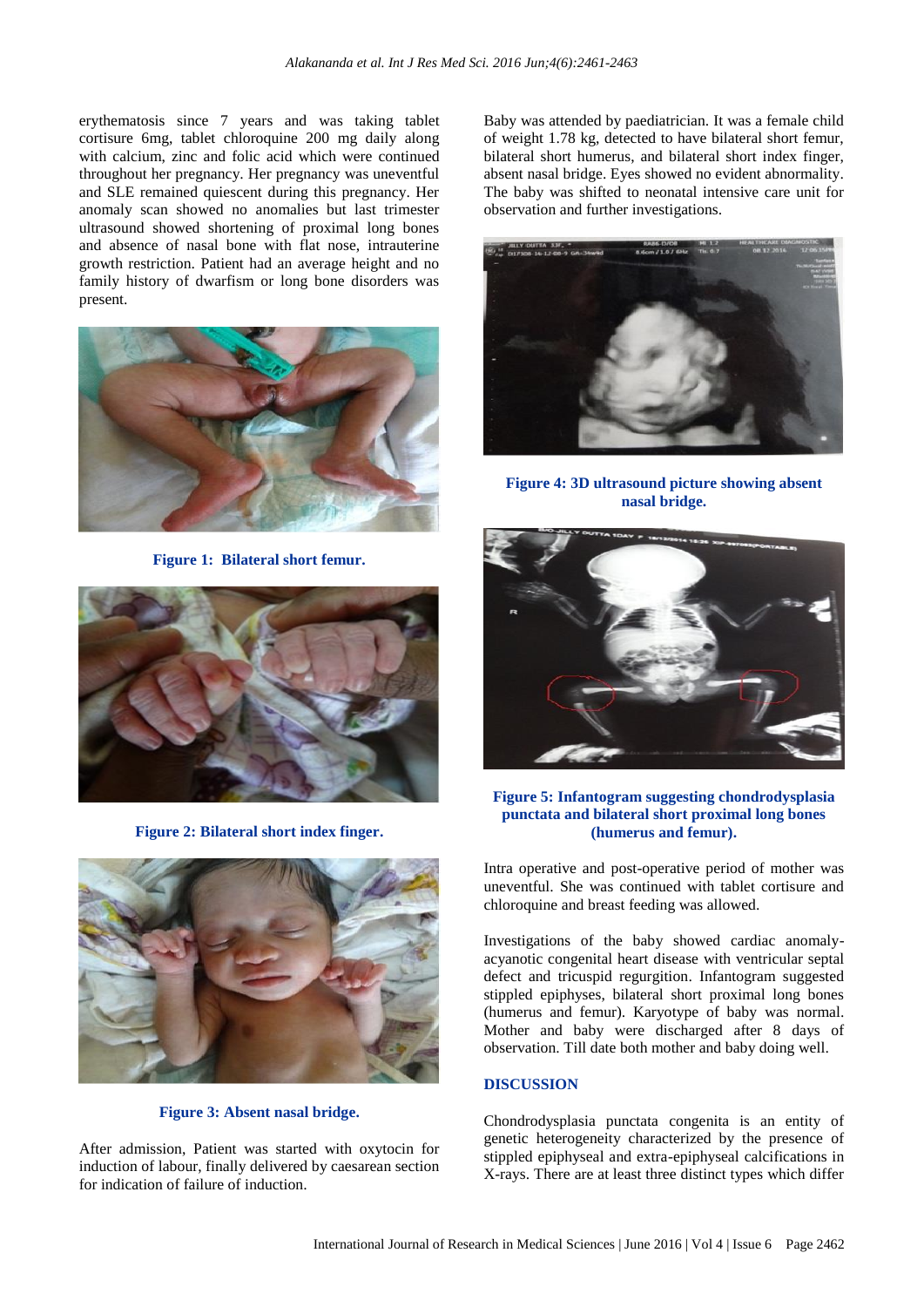erythematosis since 7 years and was taking tablet cortisure 6mg, tablet chloroquine 200 mg daily along with calcium, zinc and folic acid which were continued throughout her pregnancy. Her pregnancy was uneventful and SLE remained quiescent during this pregnancy. Her anomaly scan showed no anomalies but last trimester ultrasound showed shortening of proximal long bones and absence of nasal bone with flat nose, intrauterine growth restriction. Patient had an average height and no family history of dwarfism or long bone disorders was present.

**Figure 1: Bilateral short femur.**

**Figure 2: Bilateral short index finger.**

**Figure 3: Absent nasal bridge.**

After admission, Patient was started with oxytocin for induction of labour, finally delivered by caesarean section for indication of failure of induction.

Baby was attended by paediatrician. It was a female child of weight 1.78 kg, detected to have bilateral short femur, bilateral short humerus, and bilateral short index finger, absent nasal bridge. Eyes showed no evident abnormality. The baby was shifted to neonatal intensive care unit for observation and further investigations.

**Figure 4: 3D ultrasound picture showing absent nasal bridge.**

**Figure 5: Infantogram suggesting chondrodysplasia punctata and bilateral short proximal long bones (humerus and femur).**

Intra operative and post-operative period of mother was uneventful. She was continued with tablet cortisure and chloroquine and breast feeding was allowed.

Investigations of the baby showed cardiac anomaly-acyanotic congenital heart disease with ventricular septal defect and tricuspid regurgition. Infantogram suggested stippled epiphyses, bilateral short proximal long bones (humerus and femur). Karyotype of baby was normal. Mother and baby were discharged after 8 days of observation. Till date both mother and baby doing well.

## DISCUSSION

Chondrodysplasia punctata congenita is an entity of genetic heterogeneity characterized by the presence of stippled epiphyseal and extra-epiphyseal calcifications in X-rays. There are at least three distinct types which differ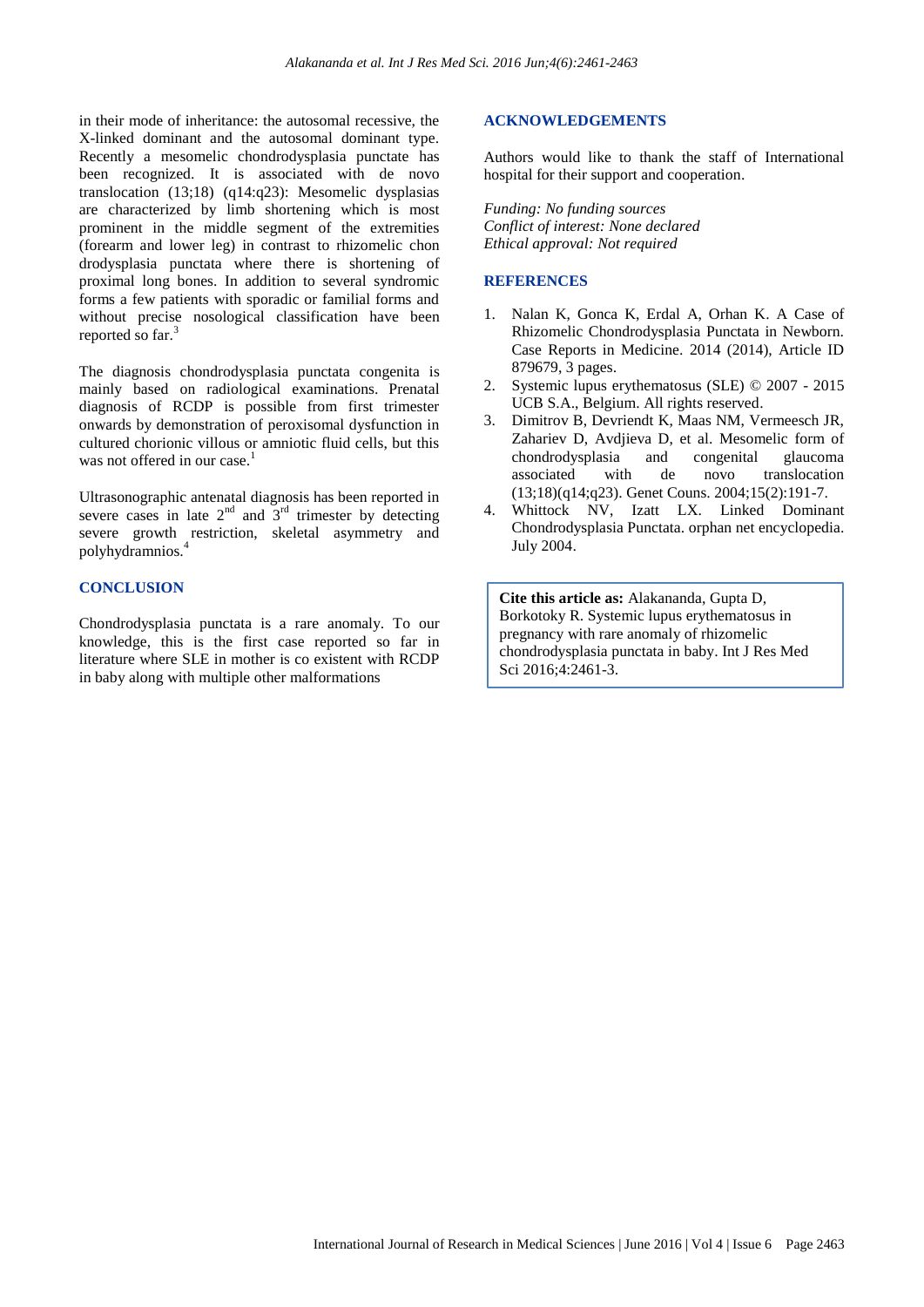in their mode of inheritance: the autosomal recessive, the X-linked dominant and the autosomal dominant type. Recently a mesomelic chondrodysplasia punctate has been recognized. It is associated with de novo translocation (13;18) (q14:q23): Mesomelic dysplasias are characterized by limb shortening which is most prominent in the middle segment of the extremities (forearm and lower leg) in contrast to rhizomelic chon drodysplasia punctata where there is shortening of proximal long bones. In addition to several syndromic forms a few patients with sporadic or familial forms and without precise nosological classification have been reported so far.[3]

The diagnosis chondrodysplasia punctata congenita is mainly based on radiological examinations. Prenatal diagnosis of RCDP is possible from first trimester onwards by demonstration of peroxisomal dysfunction in cultured chorionic villous or amniotic fluid cells, but this was not offered in our case.[1]

Ultrasonographic antenatal diagnosis has been reported in severe cases in late 2nd and 3rd trimester by detecting severe growth restriction, skeletal asymmetry and polyhydramnios.[4]

## CONCLUSION

Chondrodysplasia punctata is a rare anomaly. To our knowledge, this is the first case reported so far in literature where SLE in mother is co existent with RCDP in baby along with multiple other malformations

## ACKNOWLEDGEMENTS

Authors would like to thank the staff of International hospital for their support and cooperation.

*Funding: No funding sources*
*Conflict of interest: None declared*
*Ethical approval: Not required*

## REFERENCES

1. Nalan K, Gonca K, Erdal A, Orhan K. A Case of Rhizomelic Chondrodysplasia Punctata in Newborn. Case Reports in Medicine. 2014 (2014), Article ID 879679, 3 pages.
2. Systemic lupus erythematosus (SLE) © 2007 - 2015 UCB S.A., Belgium. All rights reserved.
3. Dimitrov B, Devriendt K, Maas NM, Vermeesch JR, Zahariev D, Avdjieva D, et al. Mesomelic form of chondrodysplasia and congenital glaucoma associated with de novo translocation (13;18)(q14;q23). Genet Couns. 2004;15(2):191-7.
4. Whittock NV, Izatt LX. Linked Dominant Chondrodysplasia Punctata. orphan net encyclopedia. July 2004.

**Cite this article as:** Alakananda, Gupta D, Borkotoky R. Systemic lupus erythematosus in pregnancy with rare anomaly of rhizomelic chondrodysplasia punctata in baby. Int J Res Med Sci 2016;4:2461-3.